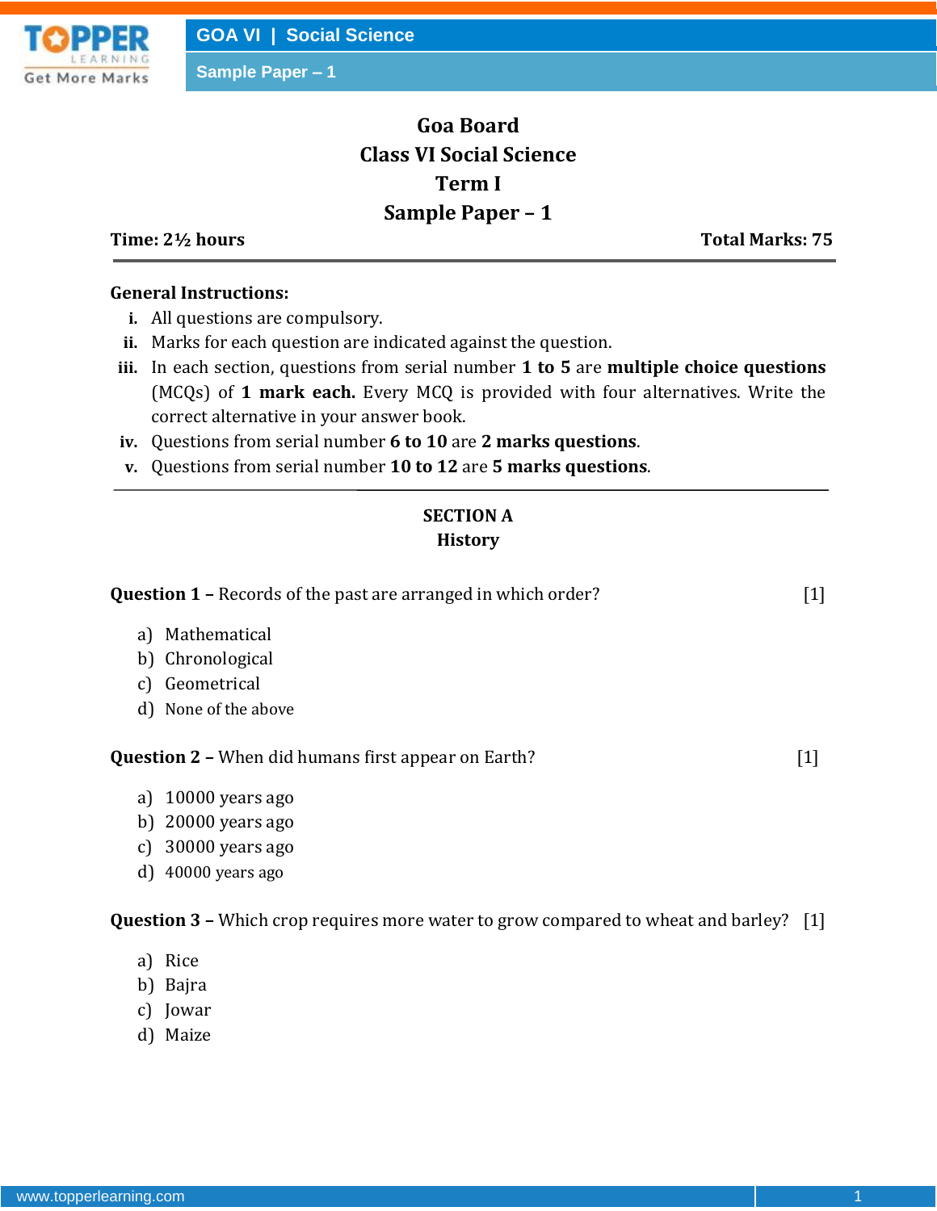# Goa Board
## Class VI Social Science
## Term I
## Sample Paper – 1

**Time: 2½ hours** **Total Marks: 75**

**General Instructions:**

i. All questions are compulsory.
ii. Marks for each question are indicated against the question.
iii. In each section, questions from serial number **1 to 5** are **multiple choice questions** (MCQs) of **1 mark each.** Every MCQ is provided with four alternatives. Write the correct alternative in your answer book.
iv. Questions from serial number **6 to 10** are **2 marks questions**.
v. Questions from serial number **10 to 12** are **5 marks questions**.

---

### SECTION A
### History

**Question 1 –** Records of the past are arranged in which order? [1]

a) Mathematical
b) Chronological
c) Geometrical
d) None of the above

**Question 2 –** When did humans first appear on Earth? [1]

a) 10000 years ago
b) 20000 years ago
c) 30000 years ago
d) 40000 years ago

**Question 3 –** Which crop requires more water to grow compared to wheat and barley? [1]

a) Rice
b) Bajra
c) Jowar
d) Maize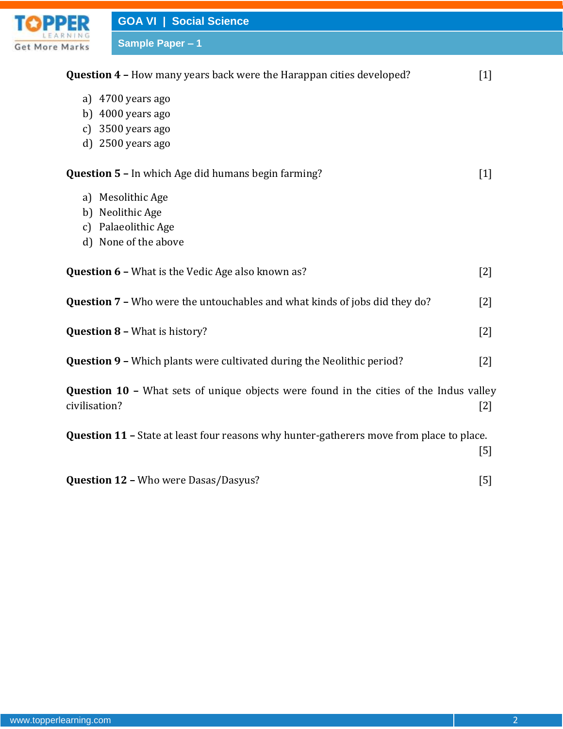**Question 4 –** How many years back were the Harappan cities developed? [1]

a) 4700 years ago
b) 4000 years ago
c) 3500 years ago
d) 2500 years ago

**Question 5 –** In which Age did humans begin farming? [1]

a) Mesolithic Age
b) Neolithic Age
c) Palaeolithic Age
d) None of the above

**Question 6 –** What is the Vedic Age also known as? [2]

**Question 7 –** Who were the untouchables and what kinds of jobs did they do? [2]

**Question 8 –** What is history? [2]

**Question 9 –** Which plants were cultivated during the Neolithic period? [2]

**Question 10 –** What sets of unique objects were found in the cities of the Indus valley civilisation? [2]

**Question 11 –** State at least four reasons why hunter-gatherers move from place to place. [5]

**Question 12 –** Who were Dasas/Dasyus? [5]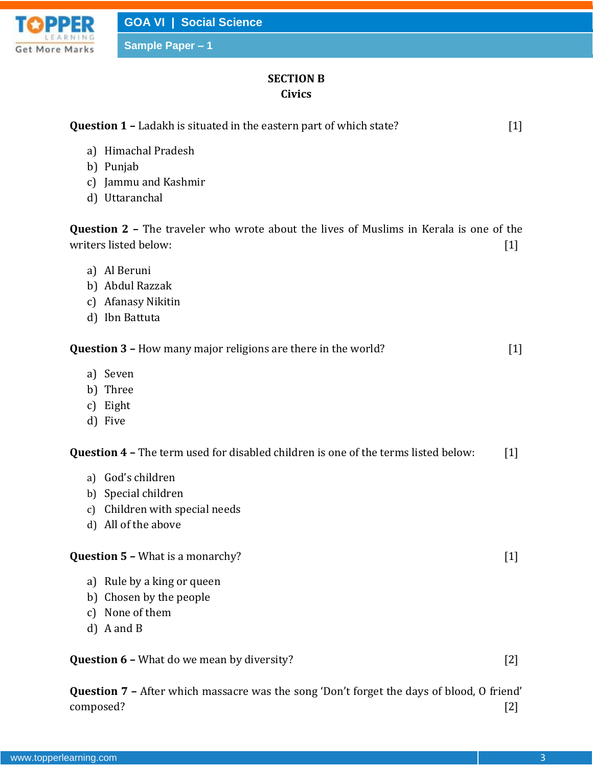## SECTION B

### Civics

**Question 1 –** Ladakh is situated in the eastern part of which state? [1]

a) Himachal Pradesh
b) Punjab
c) Jammu and Kashmir
d) Uttaranchal

**Question 2 –** The traveler who wrote about the lives of Muslims in Kerala is one of the writers listed below: [1]

a) Al Beruni
b) Abdul Razzak
c) Afanasy Nikitin
d) Ibn Battuta

**Question 3 –** How many major religions are there in the world? [1]

a) Seven
b) Three
c) Eight
d) Five

**Question 4 –** The term used for disabled children is one of the terms listed below: [1]

a) God's children
b) Special children
c) Children with special needs
d) All of the above

**Question 5 –** What is a monarchy? [1]

a) Rule by a king or queen
b) Chosen by the people
c) None of them
d) A and B

**Question 6 –** What do we mean by diversity? [2]

**Question 7 –** After which massacre was the song 'Don't forget the days of blood, O friend' composed? [2]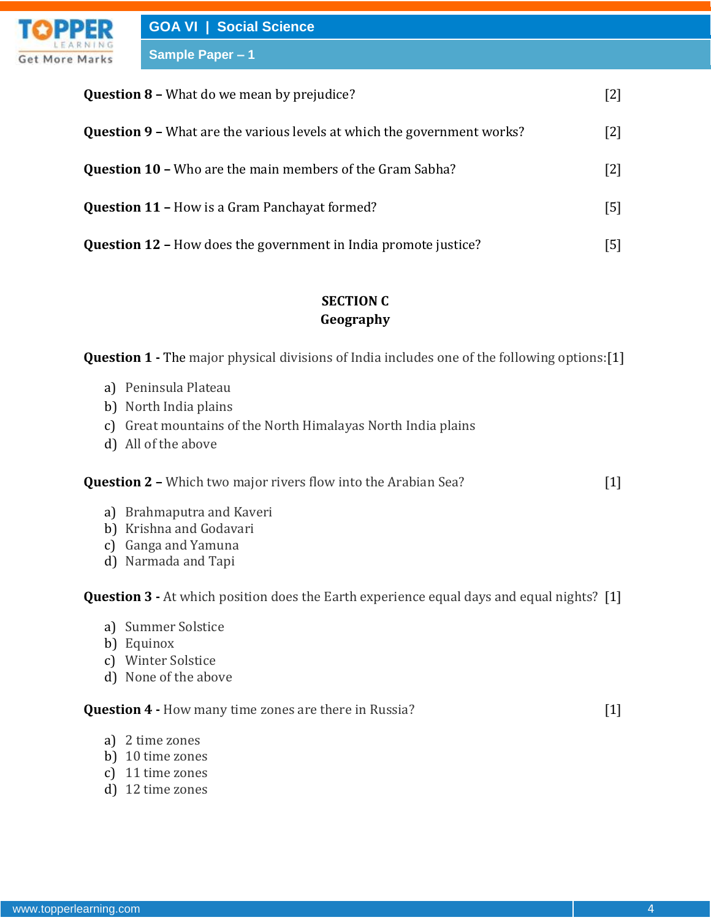**Question 8 –** What do we mean by prejudice? [2]

**Question 9 –** What are the various levels at which the government works? [2]

**Question 10 –** Who are the main members of the Gram Sabha? [2]

**Question 11 –** How is a Gram Panchayat formed? [5]

**Question 12 –** How does the government in India promote justice? [5]

## SECTION C
## Geography

**Question 1 -** The major physical divisions of India includes one of the following options:[1]

a) Peninsula Plateau
b) North India plains
c) Great mountains of the North Himalayas North India plains
d) All of the above

**Question 2 –** Which two major rivers flow into the Arabian Sea? [1]

a) Brahmaputra and Kaveri
b) Krishna and Godavari
c) Ganga and Yamuna
d) Narmada and Tapi

**Question 3 -** At which position does the Earth experience equal days and equal nights? [1]

a) Summer Solstice
b) Equinox
c) Winter Solstice
d) None of the above

**Question 4 -** How many time zones are there in Russia? [1]

a) 2 time zones
b) 10 time zones
c) 11 time zones
d) 12 time zones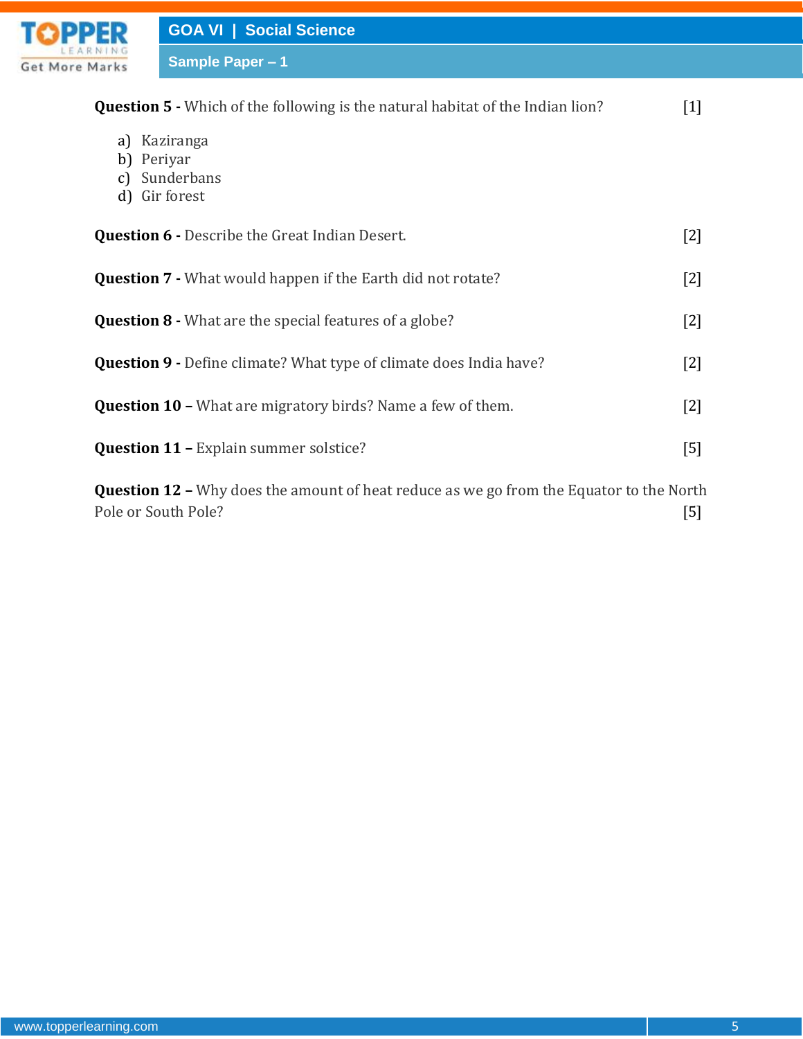**Question 5 -** Which of the following is the natural habitat of the Indian lion? [1]

a) Kaziranga
b) Periyar
c) Sunderbans
d) Gir forest

**Question 6 -** Describe the Great Indian Desert. [2]

**Question 7 -** What would happen if the Earth did not rotate? [2]

**Question 8 -** What are the special features of a globe? [2]

**Question 9 -** Define climate? What type of climate does India have? [2]

**Question 10 –** What are migratory birds? Name a few of them. [2]

**Question 11 –** Explain summer solstice? [5]

**Question 12 –** Why does the amount of heat reduce as we go from the Equator to the North Pole or South Pole? [5]